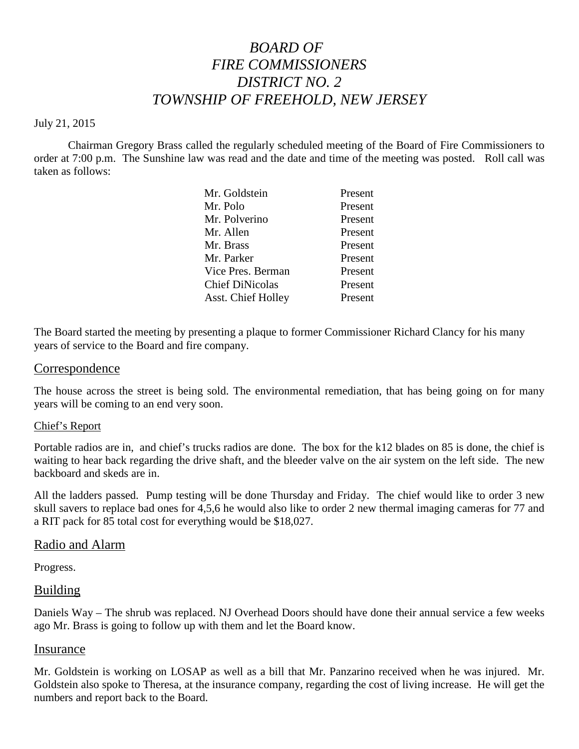# *BOARD OF FIRE COMMISSIONERS DISTRICT NO. 2 TOWNSHIP OF FREEHOLD, NEW JERSEY*

July 21, 2015

Chairman Gregory Brass called the regularly scheduled meeting of the Board of Fire Commissioners to order at 7:00 p.m. The Sunshine law was read and the date and time of the meeting was posted. Roll call was taken as follows:

| | |
|---|---|
| Mr. Goldstein | Present |
| Mr. Polo | Present |
| Mr. Polverino | Present |
| Mr. Allen | Present |
| Mr. Brass | Present |
| Mr. Parker | Present |
| Vice Pres. Berman | Present |
| Chief DiNicolas | Present |
| Asst. Chief Holley | Present |

The Board started the meeting by presenting a plaque to former Commissioner Richard Clancy for his many years of service to the Board and fire company.

## Correspondence

The house across the street is being sold. The environmental remediation, that has being going on for many years will be coming to an end very soon.

### Chief's Report

Portable radios are in, and chief's trucks radios are done. The box for the k12 blades on 85 is done, the chief is waiting to hear back regarding the drive shaft, and the bleeder valve on the air system on the left side. The new backboard and skeds are in.

All the ladders passed. Pump testing will be done Thursday and Friday. The chief would like to order 3 new skull savers to replace bad ones for 4,5,6 he would also like to order 2 new thermal imaging cameras for 77 and a RIT pack for 85 total cost for everything would be $18,027.

## Radio and Alarm

Progress.

## Building

Daniels Way – The shrub was replaced. NJ Overhead Doors should have done their annual service a few weeks ago Mr. Brass is going to follow up with them and let the Board know.

## Insurance

Mr. Goldstein is working on LOSAP as well as a bill that Mr. Panzarino received when he was injured. Mr. Goldstein also spoke to Theresa, at the insurance company, regarding the cost of living increase. He will get the numbers and report back to the Board.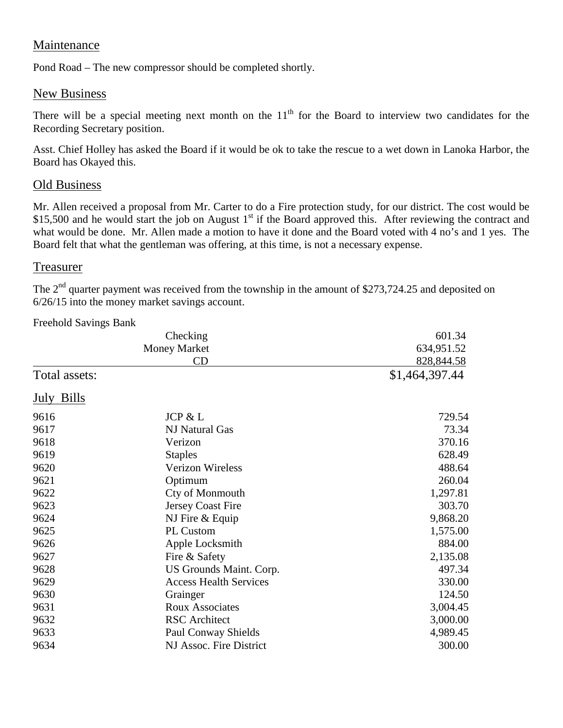## Maintenance

Pond Road – The new compressor should be completed shortly.

## New Business

There will be a special meeting next month on the 11th for the Board to interview two candidates for the Recording Secretary position.

Asst. Chief Holley has asked the Board if it would be ok to take the rescue to a wet down in Lanoka Harbor, the Board has Okayed this.

## Old Business

Mr. Allen received a proposal from Mr. Carter to do a Fire protection study, for our district. The cost would be $15,500 and he would start the job on August 1st if the Board approved this. After reviewing the contract and what would be done. Mr. Allen made a motion to have it done and the Board voted with 4 no's and 1 yes. The Board felt that what the gentleman was offering, at this time, is not a necessary expense.

## Treasurer

The 2nd quarter payment was received from the township in the amount of $273,724.25 and deposited on 6/26/15 into the money market savings account.

Freehold Savings Bank

| | | |
|---|---|---|
| | Checking | 601.34 |
| | Money Market | 634,951.52 |
| | CD | 828,844.58 |
| Total assets: | | $1,464,397.44 |

## July Bills

| | | |
|---|---|---|
| 9616 | JCP & L | 729.54 |
| 9617 | NJ Natural Gas | 73.34 |
| 9618 | Verizon | 370.16 |
| 9619 | Staples | 628.49 |
| 9620 | Verizon Wireless | 488.64 |
| 9621 | Optimum | 260.04 |
| 9622 | Cty of Monmouth | 1,297.81 |
| 9623 | Jersey Coast Fire | 303.70 |
| 9624 | NJ Fire & Equip | 9,868.20 |
| 9625 | PL Custom | 1,575.00 |
| 9626 | Apple Locksmith | 884.00 |
| 9627 | Fire & Safety | 2,135.08 |
| 9628 | US Grounds Maint. Corp. | 497.34 |
| 9629 | Access Health Services | 330.00 |
| 9630 | Grainger | 124.50 |
| 9631 | Roux Associates | 3,004.45 |
| 9632 | RSC Architect | 3,000.00 |
| 9633 | Paul Conway Shields | 4,989.45 |
| 9634 | NJ Assoc. Fire District | 300.00 |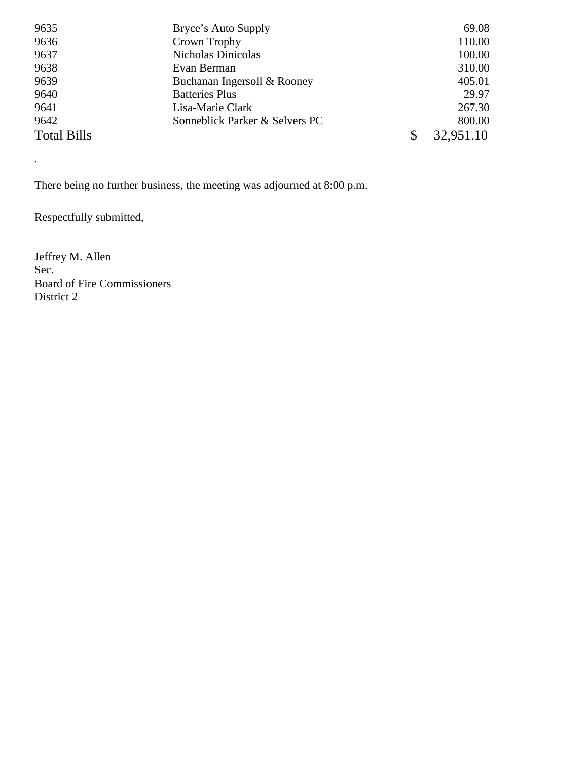| | | |
|---|---|---|
| 9635 | Bryce's Auto Supply | 69.08 |
| 9636 | Crown Trophy | 110.00 |
| 9637 | Nicholas Dinicolas | 100.00 |
| 9638 | Evan Berman | 310.00 |
| 9639 | Buchanan Ingersoll & Rooney | 405.01 |
| 9640 | Batteries Plus | 29.97 |
| 9641 | Lisa-Marie Clark | 267.30 |
| 9642 | Sonneblick Parker & Selvers PC | 800.00 |
| Total Bills | | $ 32,951.10 |

.

There being no further business, the meeting was adjourned at 8:00 p.m.

Respectfully submitted,

Jeffrey M. Allen
Sec.
Board of Fire Commissioners
District 2